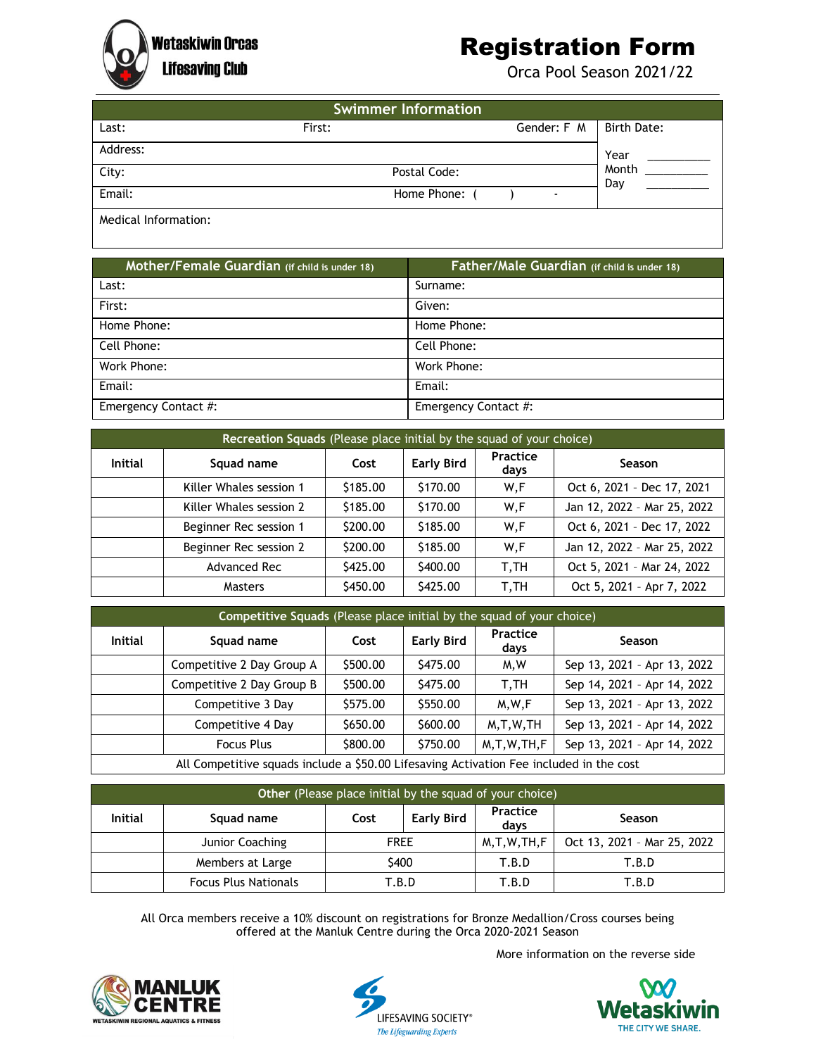Wetaskiwin Orcas Lifesaving Club

# Registration Form

Orca Pool Season 2021/22

## Swimmer Information

| Last: | First: | Gender: F M | Birth Date: |
|---|---|---|---|
| Address: | | | Year ________ Month ________ Day ________ |
| City: | Postal Code: | | |
| Email: | Home Phone: ( ) - | | |
| Medical Information: | | | |

| Mother/Female Guardian (if child is under 18) | Father/Male Guardian (if child is under 18) |
|---|---|
| Last: | Surname: |
| First: | Given: |
| Home Phone: | Home Phone: |
| Cell Phone: | Cell Phone: |
| Work Phone: | Work Phone: |
| Email: | Email: |
| Emergency Contact #: | Emergency Contact #: |

**Recreation Squads** (Please place initial by the squad of your choice)

| Initial | Squad name | Cost | Early Bird | Practice days | Season |
|---|---|---|---|---|---|
| | Killer Whales session 1 | $185.00 | $170.00 | W,F | Oct 6, 2021 - Dec 17, 2021 |
| | Killer Whales session 2 | $185.00 | $170.00 | W,F | Jan 12, 2022 - Mar 25, 2022 |
| | Beginner Rec session 1 | $200.00 | $185.00 | W,F | Oct 6, 2021 - Dec 17, 2022 |
| | Beginner Rec session 2 | $200.00 | $185.00 | W,F | Jan 12, 2022 - Mar 25, 2022 |
| | Advanced Rec | $425.00 | $400.00 | T,TH | Oct 5, 2021 - Mar 24, 2022 |
| | Masters | $450.00 | $425.00 | T,TH | Oct 5, 2021 - Apr 7, 2022 |

**Competitive Squads** (Please place initial by the squad of your choice)

| Initial | Squad name | Cost | Early Bird | Practice days | Season |
|---|---|---|---|---|---|
| | Competitive 2 Day Group A | $500.00 | $475.00 | M,W | Sep 13, 2021 - Apr 13, 2022 |
| | Competitive 2 Day Group B | $500.00 | $475.00 | T,TH | Sep 14, 2021 - Apr 14, 2022 |
| | Competitive 3 Day | $575.00 | $550.00 | M,W,F | Sep 13, 2021 - Apr 13, 2022 |
| | Competitive 4 Day | $650.00 | $600.00 | M,T,W,TH | Sep 13, 2021 - Apr 14, 2022 |
| | Focus Plus | $800.00 | $750.00 | M,T,W,TH,F | Sep 13, 2021 - Apr 14, 2022 |
| All Competitive squads include a $50.00 Lifesaving Activation Fee included in the cost | | | | | |

**Other** (Please place initial by the squad of your choice)

| Initial | Squad name | Cost | Early Bird | Practice days | Season |
|---|---|---|---|---|---|
| | Junior Coaching | FREE | | M,T,W,TH,F | Oct 13, 2021 - Mar 25, 2022 |
| | Members at Large | $400 | | T.B.D | T.B.D |
| | Focus Plus Nationals | T.B.D | | T.B.D | T.B.D |

All Orca members receive a 10% discount on registrations for Bronze Medallion/Cross courses being offered at the Manluk Centre during the Orca 2020-2021 Season

More information on the reverse side

MANLUK CENTRE — WETASKIWIN REGIONAL AQUATICS & FITNESS

LIFESAVING SOCIETY® *The Lifeguarding Experts*

Wetaskiwin — THE CITY WE SHARE.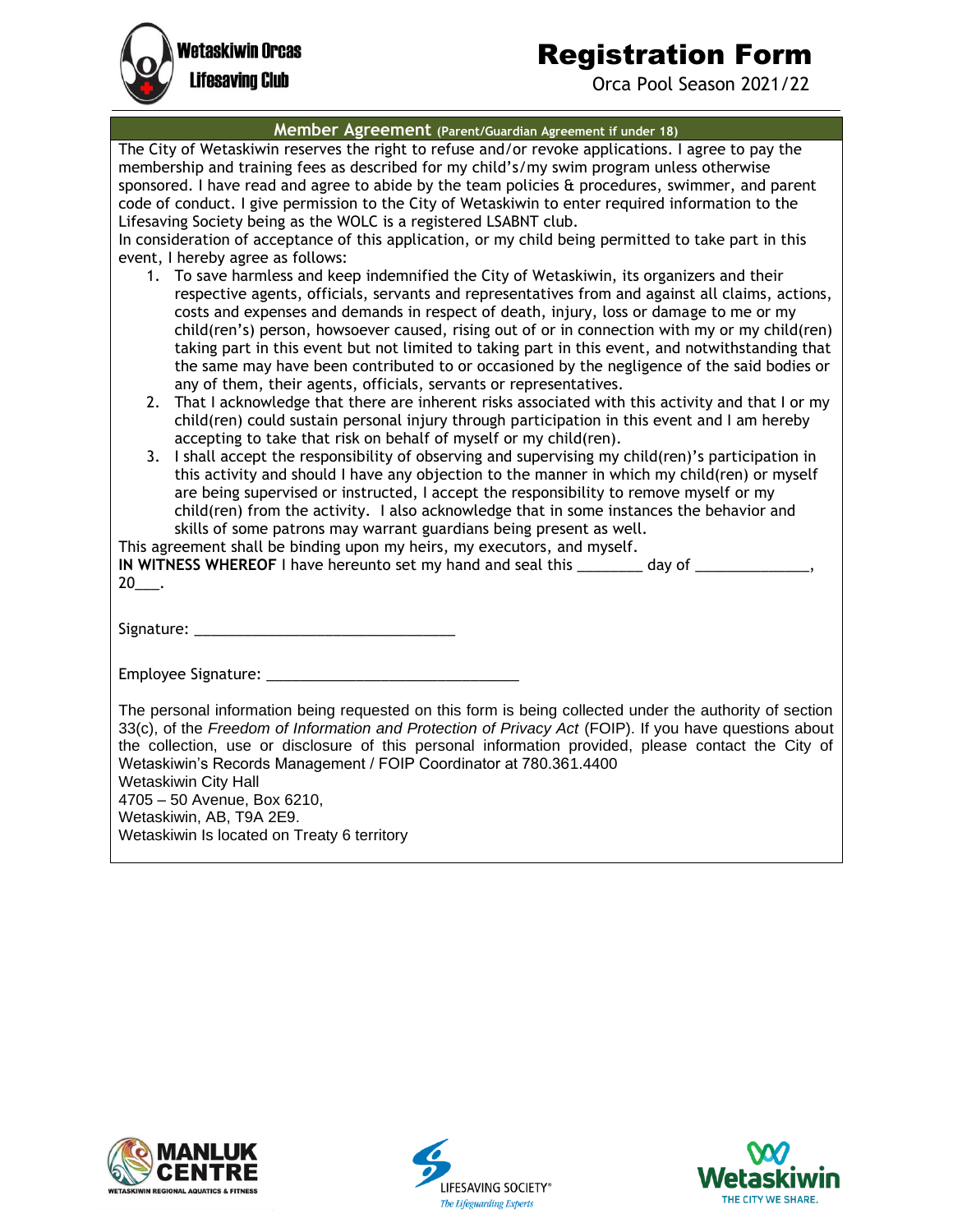Wetaskiwin Orcas Lifesaving Club

# Registration Form

Orca Pool Season 2021/22

## Member Agreement (Parent/Guardian Agreement if under 18)

The City of Wetaskiwin reserves the right to refuse and/or revoke applications. I agree to pay the membership and training fees as described for my child's/my swim program unless otherwise sponsored. I have read and agree to abide by the team policies & procedures, swimmer, and parent code of conduct. I give permission to the City of Wetaskiwin to enter required information to the Lifesaving Society being as the WOLC is a registered LSABNT club.
In consideration of acceptance of this application, or my child being permitted to take part in this event, I hereby agree as follows:

1. To save harmless and keep indemnified the City of Wetaskiwin, its organizers and their respective agents, officials, servants and representatives from and against all claims, actions, costs and expenses and demands in respect of death, injury, loss or damage to me or my child(ren's) person, howsoever caused, rising out of or in connection with my or my child(ren) taking part in this event but not limited to taking part in this event, and notwithstanding that the same may have been contributed to or occasioned by the negligence of the said bodies or any of them, their agents, officials, servants or representatives.
2. That I acknowledge that there are inherent risks associated with this activity and that I or my child(ren) could sustain personal injury through participation in this event and I am hereby accepting to take that risk on behalf of myself or my child(ren).
3. I shall accept the responsibility of observing and supervising my child(ren)'s participation in this activity and should I have any objection to the manner in which my child(ren) or myself are being supervised or instructed, I accept the responsibility to remove myself or my child(ren) from the activity. I also acknowledge that in some instances the behavior and skills of some patrons may warrant guardians being present as well.

This agreement shall be binding upon my heirs, my executors, and myself.
**IN WITNESS WHEREOF** I have hereunto set my hand and seal this ________ day of ______________, 20___.

Signature: ________________________________

Employee Signature: _______________________________

The personal information being requested on this form is being collected under the authority of section 33(c), of the *Freedom of Information and Protection of Privacy Act* (FOIP). If you have questions about the collection, use or disclosure of this personal information provided, please contact the City of Wetaskiwin's Records Management / FOIP Coordinator at 780.361.4400
Wetaskiwin City Hall
4705 – 50 Avenue, Box 6210,
Wetaskiwin, AB, T9A 2E9.
Wetaskiwin Is located on Treaty 6 territory

MANLUK CENTRE – WETASKIWIN REGIONAL AQUATICS & FITNESS

LIFESAVING SOCIETY® *The Lifeguarding Experts*

Wetaskiwin – THE CITY WE SHARE.